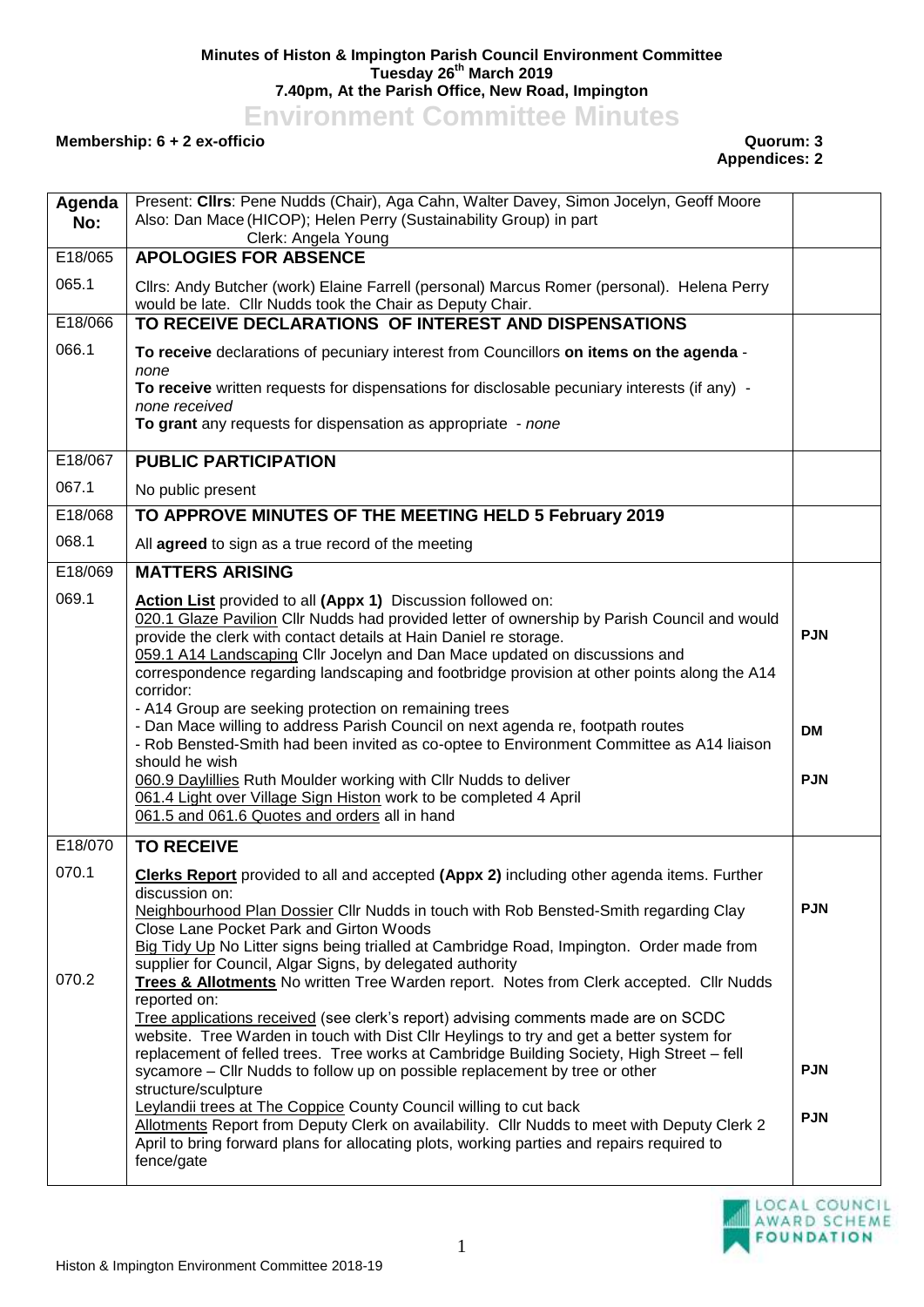**Minutes of Histon & Impington Parish Council Environment Committee**
**Tuesday 26th March 2019**
**7.40pm, At the Parish Office, New Road, Impington**

# Environment Committee Minutes

**Membership: 6 + 2 ex-officio** **Quorum: 3**
**Appendices: 2**

| Agenda No: | Present: **Cllrs**: Pene Nudds (Chair), Aga Cahn, Walter Davey, Simon Jocelyn, Geoff Moore<br>Also: Dan Mace (HICOP); Helen Perry (Sustainability Group) in part<br>Clerk: Angela Young | |
|---|---|---|
| E18/065 | **APOLOGIES FOR ABSENCE** | |
| 065.1 | Cllrs: Andy Butcher (work) Elaine Farrell (personal) Marcus Romer (personal). Helena Perry would be late. Cllr Nudds took the Chair as Deputy Chair. | |
| E18/066 | **TO RECEIVE DECLARATIONS OF INTEREST AND DISPENSATIONS** | |
| 066.1 | **To receive** declarations of pecuniary interest from Councillors **on items on the agenda** - *none*<br>**To receive** written requests for dispensations for disclosable pecuniary interests (if any) - *none received*<br>**To grant** any requests for dispensation as appropriate - *none* | |
| E18/067 | **PUBLIC PARTICIPATION** | |
| 067.1 | No public present | |
| E18/068 | **TO APPROVE MINUTES OF THE MEETING HELD 5 February 2019** | |
| 068.1 | All **agreed** to sign as a true record of the meeting | |
| E18/069 | **MATTERS ARISING** | |
| 069.1 | **Action List** provided to all **(Appx 1)** Discussion followed on:<br>020.1 Glaze Pavilion Cllr Nudds had provided letter of ownership by Parish Council and would provide the clerk with contact details at Hain Daniel re storage.<br>059.1 A14 Landscaping Cllr Jocelyn and Dan Mace updated on discussions and correspondence regarding landscaping and footbridge provision at other points along the A14 corridor:<br>- A14 Group are seeking protection on remaining trees<br>- Dan Mace willing to address Parish Council on next agenda re, footpath routes<br>- Rob Bensted-Smith had been invited as co-optee to Environment Committee as A14 liaison should he wish<br>060.9 Daylillies Ruth Moulder working with Cllr Nudds to deliver<br>061.4 Light over Village Sign Histon work to be completed 4 April<br>061.5 and 061.6 Quotes and orders all in hand | **PJN**<br><br>**DM**<br><br>**PJN** |
| E18/070 | **TO RECEIVE** | |
| 070.1<br><br><br><br><br><br>070.2 | **Clerks Report** provided to all and accepted **(Appx 2)** including other agenda items. Further discussion on:<br>Neighbourhood Plan Dossier Cllr Nudds in touch with Rob Bensted-Smith regarding Clay Close Lane Pocket Park and Girton Woods<br>Big Tidy Up No Litter signs being trialled at Cambridge Road, Impington. Order made from supplier for Council, Algar Signs, by delegated authority<br>**Trees & Allotments** No written Tree Warden report. Notes from Clerk accepted. Cllr Nudds reported on:<br>Tree applications received (see clerk's report) advising comments made are on SCDC website. Tree Warden in touch with Dist Cllr Heylings to try and get a better system for replacement of felled trees. Tree works at Cambridge Building Society, High Street – fell sycamore – Cllr Nudds to follow up on possible replacement by tree or other structure/sculpture<br>Leylandii trees at The Coppice County Council willing to cut back<br>Allotments Report from Deputy Clerk on availability. Cllr Nudds to meet with Deputy Clerk 2 April to bring forward plans for allocating plots, working parties and repairs required to fence/gate | **PJN**<br><br><br><br>**PJN**<br><br>**PJN** |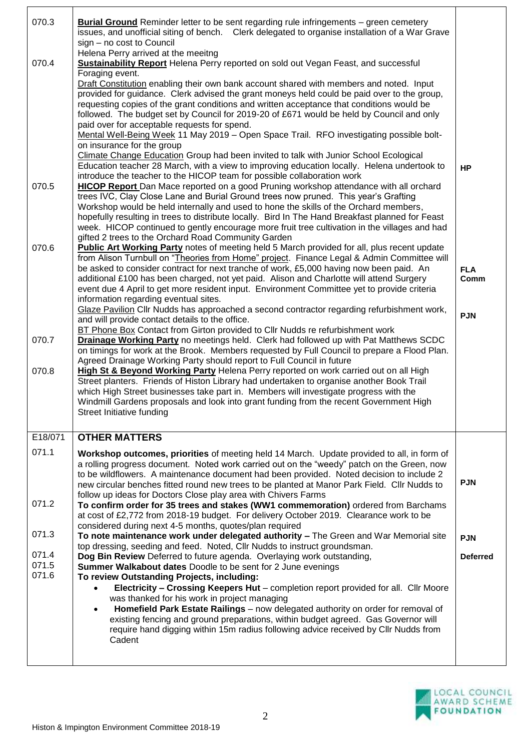| | | |
|---|---|---|
| 070.3 | **Burial Ground** Reminder letter to be sent regarding rule infringements – green cemetery issues, and unofficial siting of bench. Clerk delegated to organise installation of a War Grave sign – no cost to Council<br>Helena Perry arrived at the meeitng | |
| 070.4 | **Sustainability Report** Helena Perry reported on sold out Vegan Feast, and successful Foraging event.<br>Draft Constitution enabling their own bank account shared with members and noted. Input provided for guidance. Clerk advised the grant moneys held could be paid over to the group, requesting copies of the grant conditions and written acceptance that conditions would be followed. The budget set by Council for 2019-20 of £671 would be held by Council and only paid over for acceptable requests for spend.<br>Mental Well-Being Week 11 May 2019 – Open Space Trail. RFO investigating possible bolt-on insurance for the group<br>Climate Change Education Group had been invited to talk with Junior School Ecological Education teacher 28 March, with a view to improving education locally. Helena undertook to introduce the teacher to the HICOP team for possible collaboration work | HP |
| 070.5 | **HICOP Report** Dan Mace reported on a good Pruning workshop attendance with all orchard trees IVC, Clay Close Lane and Burial Ground trees now pruned. This year's Grafting Workshop would be held internally and used to hone the skills of the Orchard members, hopefully resulting in trees to distribute locally. Bird In The Hand Breakfast planned for Feast week. HICOP continued to gently encourage more fruit tree cultivation in the villages and had gifted 2 trees to the Orchard Road Community Garden | |
| 070.6 | **Public Art Working Party** notes of meeting held 5 March provided for all, plus recent update from Alison Turnbull on "Theories from Home" project. Finance Legal & Admin Committee will be asked to consider contract for next tranche of work, £5,000 having now been paid. An additional £100 has been charged, not yet paid. Alison and Charlotte will attend Surgery event due 4 April to get more resident input. Environment Committee yet to provide criteria information regarding eventual sites.<br>Glaze Pavilion Cllr Nudds has approached a second contractor regarding refurbishment work, and will provide contact details to the office.<br>BT Phone Box Contact from Girton provided to Cllr Nudds re refurbishment work | FLA Comm<br><br>PJN |
| 070.7 | **Drainage Working Party** no meetings held. Clerk had followed up with Pat Matthews SCDC on timings for work at the Brook. Members requested by Full Council to prepare a Flood Plan. Agreed Drainage Working Party should report to Full Council in future | |
| 070.8 | **High St & Beyond Working Party** Helena Perry reported on work carried out on all High Street planters. Friends of Histon Library had undertaken to organise another Book Trail which High Street businesses take part in. Members will investigate progress with the Windmill Gardens proposals and look into grant funding from the recent Government High Street Initiative funding | |
| E18/071 | **OTHER MATTERS** | |
| 071.1 | **Workshop outcomes, priorities** of meeting held 14 March. Update provided to all, in form of a rolling progress document. Noted work carried out on the "weedy" patch on the Green, now to be wildflowers. A maintenance document had been provided. Noted decision to include 2 new circular benches fitted round new trees to be planted at Manor Park Field. Cllr Nudds to follow up ideas for Doctors Close play area with Chivers Farms | PJN |
| 071.2 | **To confirm order for 35 trees and stakes (WW1 commemoration)** ordered from Barchams at cost of £2,772 from 2018-19 budget. For delivery October 2019. Clearance work to be considered during next 4-5 months, quotes/plan required | |
| 071.3 | **To note maintenance work under delegated authority –** The Green and War Memorial site top dressing, seeding and feed. Noted, Cllr Nudds to instruct groundsman. | PJN |
| 071.4 | **Dog Bin Review** Deferred to future agenda. Overlaying work outstanding, | Deferred |
| 071.5 | **Summer Walkabout dates** Doodle to be sent for 2 June evenings | |
| 071.6 | **To review Outstanding Projects, including:**<br>• **Electricity – Crossing Keepers Hut** – completion report provided for all. Cllr Moore was thanked for his work in project managing<br>• **Homefield Park Estate Railings** – now delegated authority on order for removal of existing fencing and ground preparations, within budget agreed. Gas Governor will require hand digging within 15m radius following advice received by Cllr Nudds from Cadent | |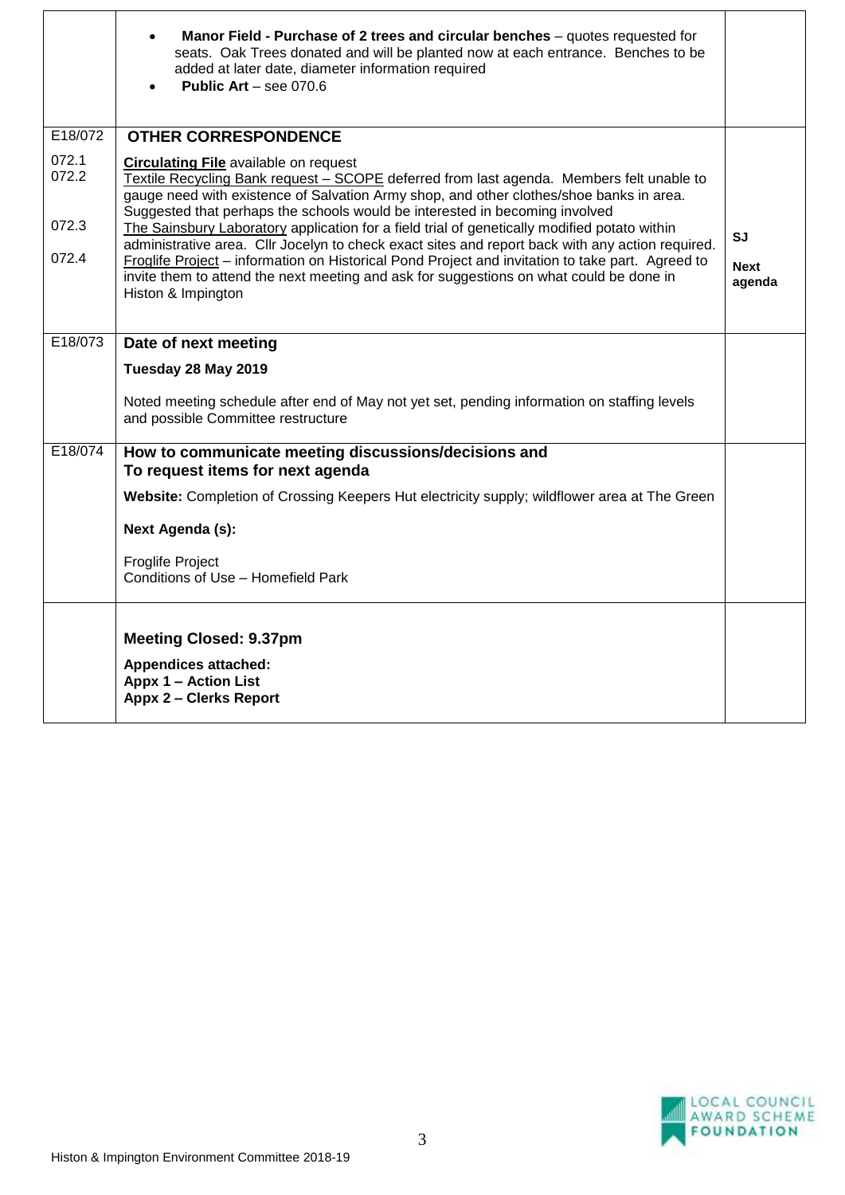| | | |
|---|---|---|
| | • **Manor Field - Purchase of 2 trees and circular benches** – quotes requested for seats. Oak Trees donated and will be planted now at each entrance. Benches to be added at later date, diameter information required<br>• **Public Art** – see 070.6 | |
| E18/072 | **OTHER CORRESPONDENCE** | |
| 072.1 | **Circulating File** available on request | |
| 072.2 | Textile Recycling Bank request – SCOPE deferred from last agenda. Members felt unable to gauge need with existence of Salvation Army shop, and other clothes/shoe banks in area. Suggested that perhaps the schools would be interested in becoming involved | |
| 072.3 | The Sainsbury Laboratory application for a field trial of genetically modified potato within administrative area. Cllr Jocelyn to check exact sites and report back with any action required. | **SJ** |
| 072.4 | Froglife Project – information on Historical Pond Project and invitation to take part. Agreed to invite them to attend the next meeting and ask for suggestions on what could be done in Histon & Impington | **Next agenda** |
| E18/073 | **Date of next meeting**<br>**Tuesday 28 May 2019**<br>Noted meeting schedule after end of May not yet set, pending information on staffing levels and possible Committee restructure | |
| E18/074 | **How to communicate meeting discussions/decisions and To request items for next agenda**<br>**Website:** Completion of Crossing Keepers Hut electricity supply; wildflower area at The Green<br>**Next Agenda (s):**<br>Froglife Project<br>Conditions of Use – Homefield Park | |
| | **Meeting Closed: 9.37pm**<br>**Appendices attached:**<br>**Appx 1 – Action List**<br>**Appx 2 – Clerks Report** | |